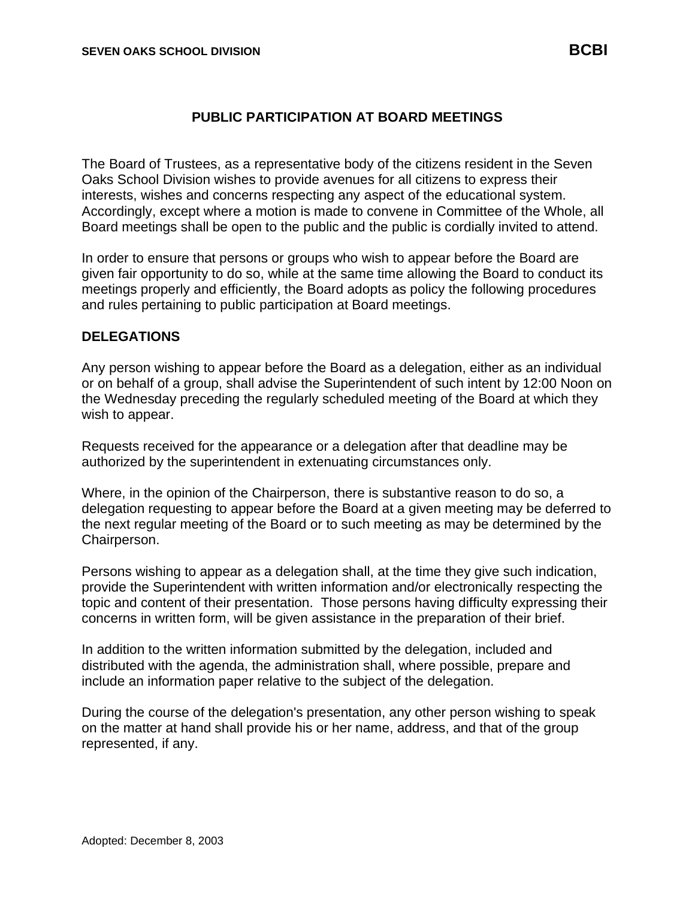# PUBLIC PARTICIPATION AT BOARD MEETINGS

The Board of Trustees, as a representative body of the citizens resident in the Seven Oaks School Division wishes to provide avenues for all citizens to express their interests, wishes and concerns respecting any aspect of the educational system. Accordingly, except where a motion is made to convene in Committee of the Whole, all Board meetings shall be open to the public and the public is cordially invited to attend.

In order to ensure that persons or groups who wish to appear before the Board are given fair opportunity to do so, while at the same time allowing the Board to conduct its meetings properly and efficiently, the Board adopts as policy the following procedures and rules pertaining to public participation at Board meetings.

## DELEGATIONS

Any person wishing to appear before the Board as a delegation, either as an individual or on behalf of a group, shall advise the Superintendent of such intent by 12:00 Noon on the Wednesday preceding the regularly scheduled meeting of the Board at which they wish to appear.

Requests received for the appearance or a delegation after that deadline may be authorized by the superintendent in extenuating circumstances only.

Where, in the opinion of the Chairperson, there is substantive reason to do so, a delegation requesting to appear before the Board at a given meeting may be deferred to the next regular meeting of the Board or to such meeting as may be determined by the Chairperson.

Persons wishing to appear as a delegation shall, at the time they give such indication, provide the Superintendent with written information and/or electronically respecting the topic and content of their presentation. Those persons having difficulty expressing their concerns in written form, will be given assistance in the preparation of their brief.

In addition to the written information submitted by the delegation, included and distributed with the agenda, the administration shall, where possible, prepare and include an information paper relative to the subject of the delegation.

During the course of the delegation's presentation, any other person wishing to speak on the matter at hand shall provide his or her name, address, and that of the group represented, if any.

Adopted: December 8, 2003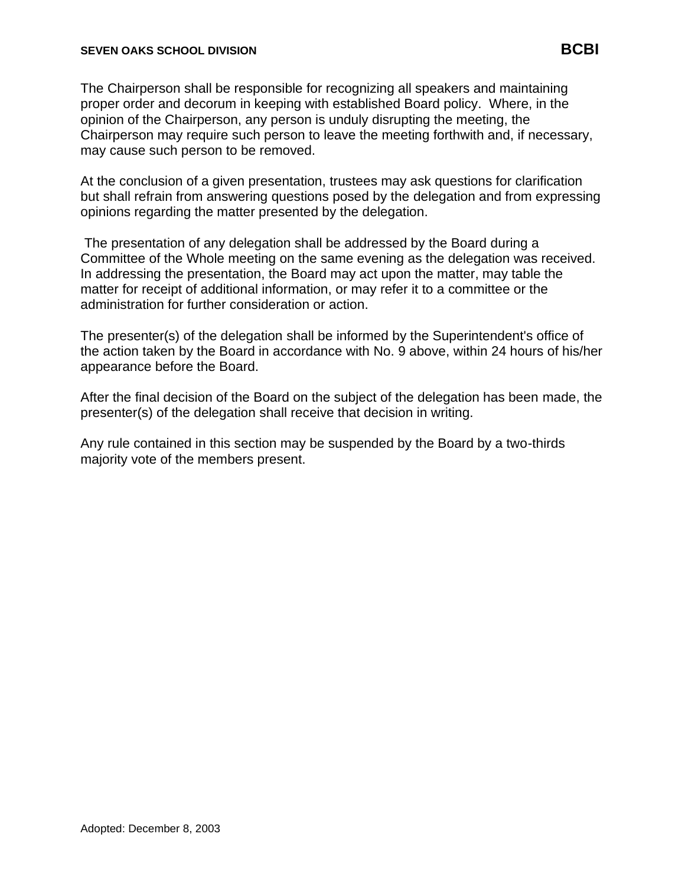The Chairperson shall be responsible for recognizing all speakers and maintaining proper order and decorum in keeping with established Board policy. Where, in the opinion of the Chairperson, any person is unduly disrupting the meeting, the Chairperson may require such person to leave the meeting forthwith and, if necessary, may cause such person to be removed.

At the conclusion of a given presentation, trustees may ask questions for clarification but shall refrain from answering questions posed by the delegation and from expressing opinions regarding the matter presented by the delegation.

The presentation of any delegation shall be addressed by the Board during a Committee of the Whole meeting on the same evening as the delegation was received. In addressing the presentation, the Board may act upon the matter, may table the matter for receipt of additional information, or may refer it to a committee or the administration for further consideration or action.

The presenter(s) of the delegation shall be informed by the Superintendent's office of the action taken by the Board in accordance with No. 9 above, within 24 hours of his/her appearance before the Board.

After the final decision of the Board on the subject of the delegation has been made, the presenter(s) of the delegation shall receive that decision in writing.

Any rule contained in this section may be suspended by the Board by a two-thirds majority vote of the members present.

Adopted: December 8, 2003